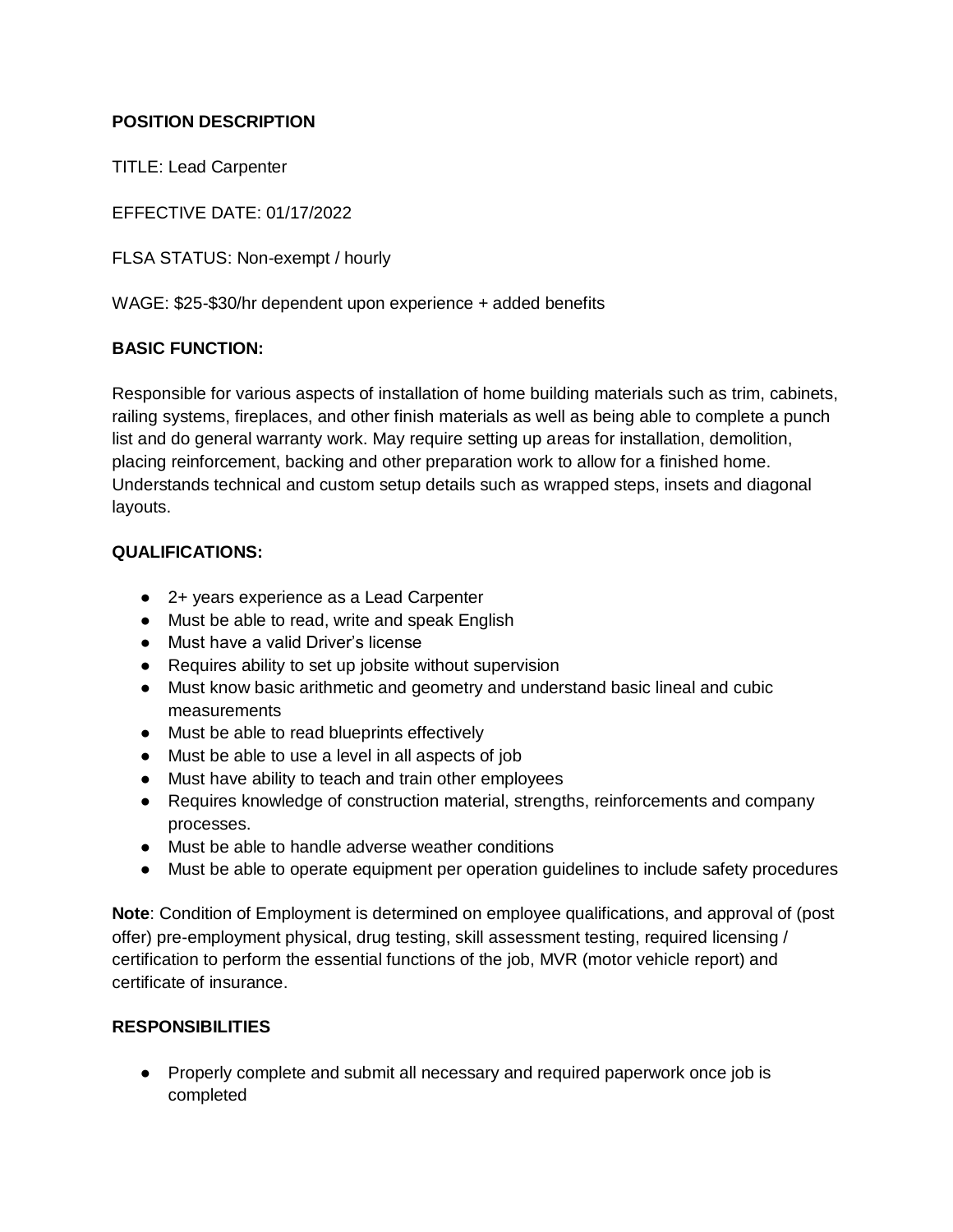**POSITION DESCRIPTION**

TITLE: Lead Carpenter

EFFECTIVE DATE: 01/17/2022

FLSA STATUS: Non-exempt / hourly

WAGE: $25-$30/hr dependent upon experience + added benefits

**BASIC FUNCTION:**

Responsible for various aspects of installation of home building materials such as trim, cabinets, railing systems, fireplaces, and other finish materials as well as being able to complete a punch list and do general warranty work. May require setting up areas for installation, demolition, placing reinforcement, backing and other preparation work to allow for a finished home. Understands technical and custom setup details such as wrapped steps, insets and diagonal layouts.

**QUALIFICATIONS:**

- 2+ years experience as a Lead Carpenter
- Must be able to read, write and speak English
- Must have a valid Driver's license
- Requires ability to set up jobsite without supervision
- Must know basic arithmetic and geometry and understand basic lineal and cubic measurements
- Must be able to read blueprints effectively
- Must be able to use a level in all aspects of job
- Must have ability to teach and train other employees
- Requires knowledge of construction material, strengths, reinforcements and company processes.
- Must be able to handle adverse weather conditions
- Must be able to operate equipment per operation guidelines to include safety procedures

**Note**: Condition of Employment is determined on employee qualifications, and approval of (post offer) pre-employment physical, drug testing, skill assessment testing, required licensing / certification to perform the essential functions of the job, MVR (motor vehicle report) and certificate of insurance.

**RESPONSIBILITIES**

- Properly complete and submit all necessary and required paperwork once job is completed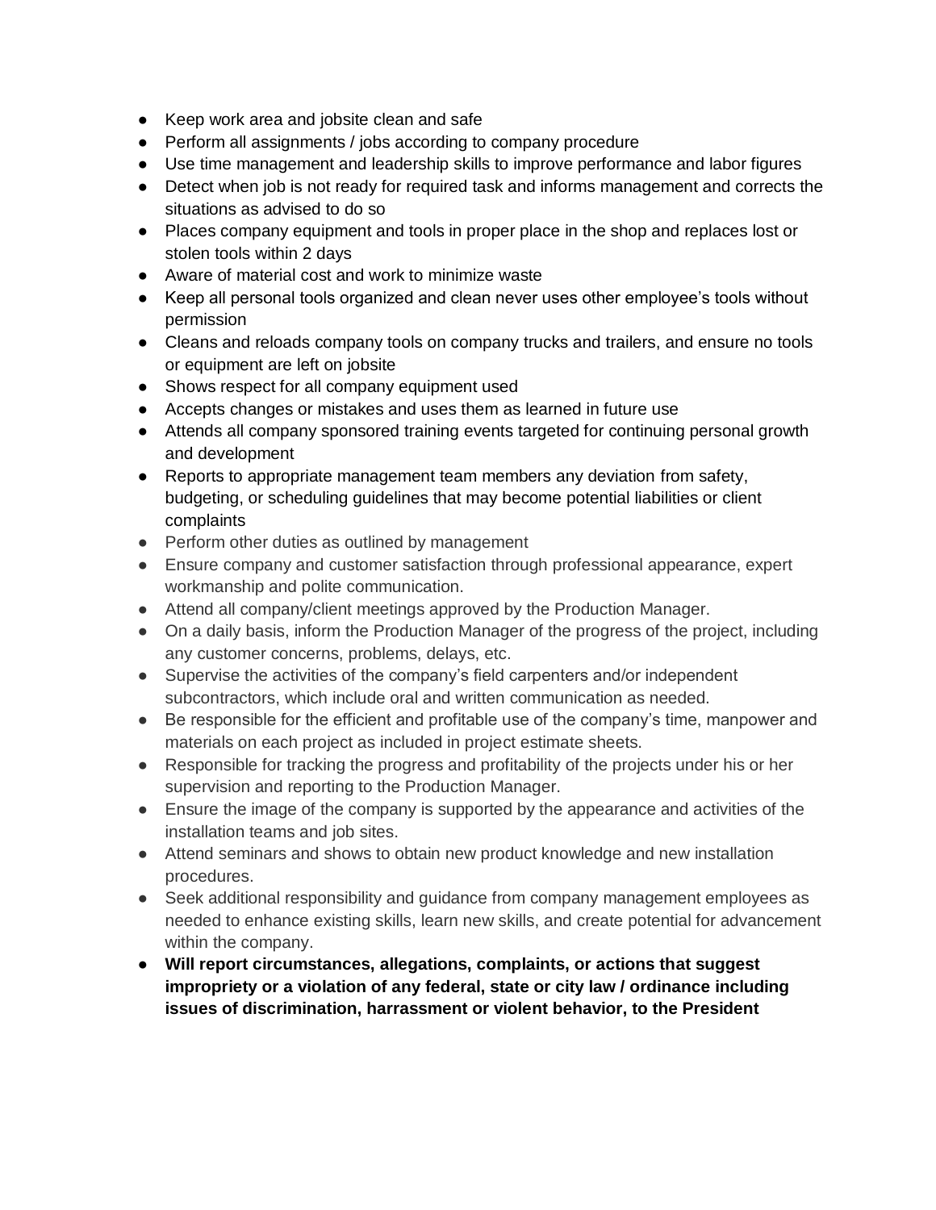- Keep work area and jobsite clean and safe
- Perform all assignments / jobs according to company procedure
- Use time management and leadership skills to improve performance and labor figures
- Detect when job is not ready for required task and informs management and corrects the situations as advised to do so
- Places company equipment and tools in proper place in the shop and replaces lost or stolen tools within 2 days
- Aware of material cost and work to minimize waste
- Keep all personal tools organized and clean never uses other employee's tools without permission
- Cleans and reloads company tools on company trucks and trailers, and ensure no tools or equipment are left on jobsite
- Shows respect for all company equipment used
- Accepts changes or mistakes and uses them as learned in future use
- Attends all company sponsored training events targeted for continuing personal growth and development
- Reports to appropriate management team members any deviation from safety, budgeting, or scheduling guidelines that may become potential liabilities or client complaints
- Perform other duties as outlined by management
- Ensure company and customer satisfaction through professional appearance, expert workmanship and polite communication.
- Attend all company/client meetings approved by the Production Manager.
- On a daily basis, inform the Production Manager of the progress of the project, including any customer concerns, problems, delays, etc.
- Supervise the activities of the company's field carpenters and/or independent subcontractors, which include oral and written communication as needed.
- Be responsible for the efficient and profitable use of the company's time, manpower and materials on each project as included in project estimate sheets.
- Responsible for tracking the progress and profitability of the projects under his or her supervision and reporting to the Production Manager.
- Ensure the image of the company is supported by the appearance and activities of the installation teams and job sites.
- Attend seminars and shows to obtain new product knowledge and new installation procedures.
- Seek additional responsibility and guidance from company management employees as needed to enhance existing skills, learn new skills, and create potential for advancement within the company.
- **Will report circumstances, allegations, complaints, or actions that suggest impropriety or a violation of any federal, state or city law / ordinance including issues of discrimination, harrassment or violent behavior, to the President**